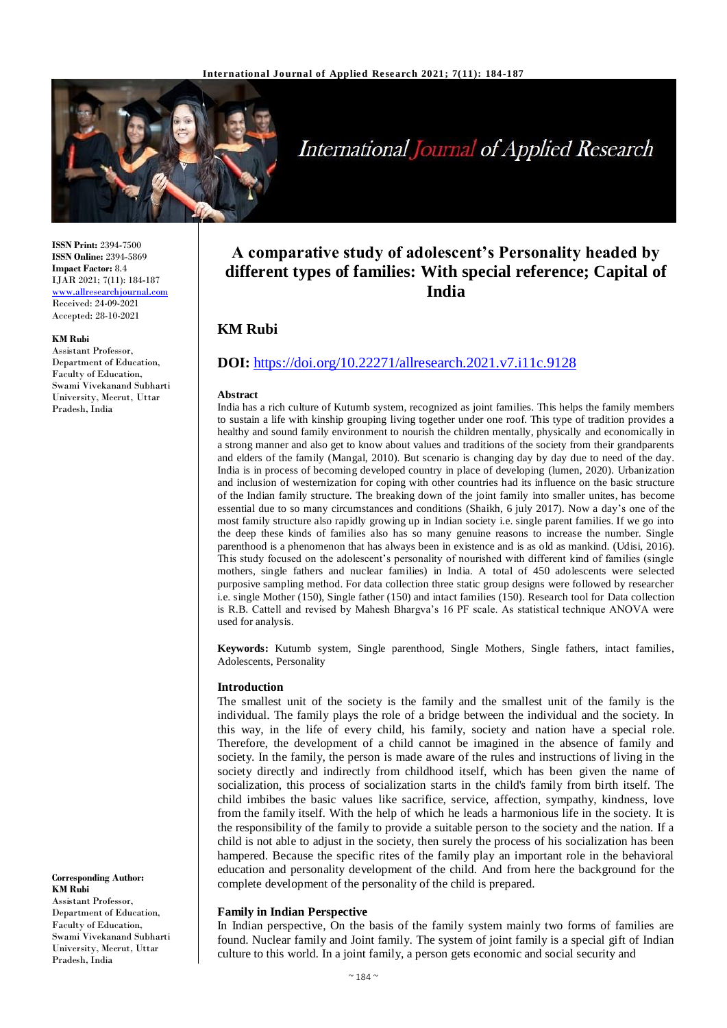**ISSN Print:** 2394-7500
**ISSN Online:** 2394-5869
**Impact Factor:** 8.4
IJAR 2021; 7(11): 184-187
www.allresearchjournal.com
Received: 24-09-2021
Accepted: 28-10-2021

**KM Rubi**
Assistant Professor, Department of Education, Faculty of Education, Swami Vivekanand Subharti University, Meerut, Uttar Pradesh, India

**Corresponding Author:**
**KM Rubi**
Assistant Professor, Department of Education, Faculty of Education, Swami Vivekanand Subharti University, Meerut, Uttar Pradesh, India

# A comparative study of adolescent's Personality headed by different types of families: With special reference; Capital of India

## KM Rubi

**DOI:** https://doi.org/10.22271/allresearch.2021.v7.i11c.9128

### Abstract

India has a rich culture of Kutumb system, recognized as joint families. This helps the family members to sustain a life with kinship grouping living together under one roof. This type of tradition provides a healthy and sound family environment to nourish the children mentally, physically and economically in a strong manner and also get to know about values and traditions of the society from their grandparents and elders of the family (Mangal, 2010). But scenario is changing day by day due to need of the day. India is in process of becoming developed country in place of developing (lumen, 2020). Urbanization and inclusion of westernization for coping with other countries had its influence on the basic structure of the Indian family structure. The breaking down of the joint family into smaller unites, has become essential due to so many circumstances and conditions (Shaikh, 6 july 2017). Now a day's one of the most family structure also rapidly growing up in Indian society i.e. single parent families. If we go into the deep these kinds of families also has so many genuine reasons to increase the number. Single parenthood is a phenomenon that has always been in existence and is as old as mankind. (Udisi, 2016). This study focused on the adolescent's personality of nourished with different kind of families (single mothers, single fathers and nuclear families) in India. A total of 450 adolescents were selected purposive sampling method. For data collection three static group designs were followed by researcher i.e. single Mother (150), Single father (150) and intact families (150). Research tool for Data collection is R.B. Cattell and revised by Mahesh Bhargva's 16 PF scale. As statistical technique ANOVA were used for analysis.

**Keywords:** Kutumb system, Single parenthood, Single Mothers, Single fathers, intact families, Adolescents, Personality

### Introduction

The smallest unit of the society is the family and the smallest unit of the family is the individual. The family plays the role of a bridge between the individual and the society. In this way, in the life of every child, his family, society and nation have a special role. Therefore, the development of a child cannot be imagined in the absence of family and society. In the family, the person is made aware of the rules and instructions of living in the society directly and indirectly from childhood itself, which has been given the name of socialization, this process of socialization starts in the child's family from birth itself. The child imbibes the basic values like sacrifice, service, affection, sympathy, kindness, love from the family itself. With the help of which he leads a harmonious life in the society. It is the responsibility of the family to provide a suitable person to the society and the nation. If a child is not able to adjust in the society, then surely the process of his socialization has been hampered. Because the specific rites of the family play an important role in the behavioral education and personality development of the child. And from here the background for the complete development of the personality of the child is prepared.

### Family in Indian Perspective

In Indian perspective, On the basis of the family system mainly two forms of families are found. Nuclear family and Joint family. The system of joint family is a special gift of Indian culture to this world. In a joint family, a person gets economic and social security and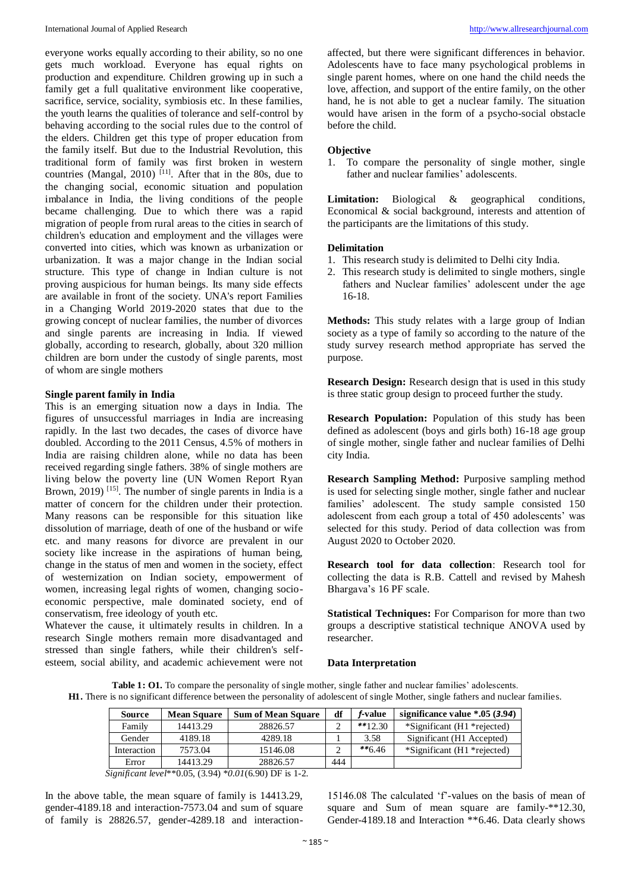everyone works equally according to their ability, so no one gets much workload. Everyone has equal rights on production and expenditure. Children growing up in such a family get a full qualitative environment like cooperative, sacrifice, service, sociality, symbiosis etc. In these families, the youth learns the qualities of tolerance and self-control by behaving according to the social rules due to the control of the elders. Children get this type of proper education from the family itself. But due to the Industrial Revolution, this traditional form of family was first broken in western countries (Mangal, 2010) [11]. After that in the 80s, due to the changing social, economic situation and population imbalance in India, the living conditions of the people became challenging. Due to which there was a rapid migration of people from rural areas to the cities in search of children's education and employment and the villages were converted into cities, which was known as urbanization or urbanization. It was a major change in the Indian social structure. This type of change in Indian culture is not proving auspicious for human beings. Its many side effects are available in front of the society. UNA's report Families in a Changing World 2019-2020 states that due to the growing concept of nuclear families, the number of divorces and single parents are increasing in India. If viewed globally, according to research, globally, about 320 million children are born under the custody of single parents, most of whom are single mothers

**Single parent family in India**

This is an emerging situation now a days in India. The figures of unsuccessful marriages in India are increasing rapidly. In the last two decades, the cases of divorce have doubled. According to the 2011 Census, 4.5% of mothers in India are raising children alone, while no data has been received regarding single fathers. 38% of single mothers are living below the poverty line (UN Women Report Ryan Brown, 2019) [15]. The number of single parents in India is a matter of concern for the children under their protection. Many reasons can be responsible for this situation like dissolution of marriage, death of one of the husband or wife etc. and many reasons for divorce are prevalent in our society like increase in the aspirations of human being, change in the status of men and women in the society, effect of westernization on Indian society, empowerment of women, increasing legal rights of women, changing socio-economic perspective, male dominated society, end of conservatism, free ideology of youth etc.

Whatever the cause, it ultimately results in children. In a research Single mothers remain more disadvantaged and stressed than single fathers, while their children's self-esteem, social ability, and academic achievement were not affected, but there were significant differences in behavior. Adolescents have to face many psychological problems in single parent homes, where on one hand the child needs the love, affection, and support of the entire family, on the other hand, he is not able to get a nuclear family. The situation would have arisen in the form of a psycho-social obstacle before the child.

**Objective**

1. To compare the personality of single mother, single father and nuclear families' adolescents.

**Limitation:** Biological & geographical conditions, Economical & social background, interests and attention of the participants are the limitations of this study.

**Delimitation**

1. This research study is delimited to Delhi city India.
2. This research study is delimited to single mothers, single fathers and Nuclear families' adolescent under the age 16-18.

**Methods:** This study relates with a large group of Indian society as a type of family so according to the nature of the study survey research method appropriate has served the purpose.

**Research Design:** Research design that is used in this study is three static group design to proceed further the study.

**Research Population:** Population of this study has been defined as adolescent (boys and girls both) 16-18 age group of single mother, single father and nuclear families of Delhi city India.

**Research Sampling Method:** Purposive sampling method is used for selecting single mother, single father and nuclear families' adolescent. The study sample consisted 150 adolescent from each group a total of 450 adolescents' was selected for this study. Period of data collection was from August 2020 to October 2020.

**Research tool for data collection**: Research tool for collecting the data is R.B. Cattell and revised by Mahesh Bhargava's 16 PF scale.

**Statistical Techniques:** For Comparison for more than two groups a descriptive statistical technique ANOVA used by researcher.

**Data Interpretation**

**Table 1: O1.** To compare the personality of single mother, single father and nuclear families' adolescents.
**H1.** There is no significant difference between the personality of adolescent of single Mother, single fathers and nuclear families.

| Source | Mean Square | Sum of Mean Square | df | *f*-value | significance value *.05 (*3.94*) |
|---|---|---|---|---|---|
| Family | 14413.29 | 28826.57 | 2 | **12.30 | *Significant (H1 *rejected) |
| Gender | 4189.18 | 4289.18 | 1 | 3.58 | Significant (H1 Accepted) |
| Interaction | 7573.04 | 15146.08 | 2 | **6.46 | *Significant (H1 *rejected) |
| Error | 14413.29 | 28826.57 | 444 | | |

*Significant level*\*\*0.05, (3.94) *\*0.01*(6.90) DF is 1-2.

In the above table, the mean square of family is 14413.29, gender-4189.18 and interaction-7573.04 and sum of square of family is 28826.57, gender-4289.18 and interaction-15146.08 The calculated 'f'-values on the basis of mean of square and Sum of mean square are family-**12.30, Gender-4189.18 and Interaction **6.46. Data clearly shows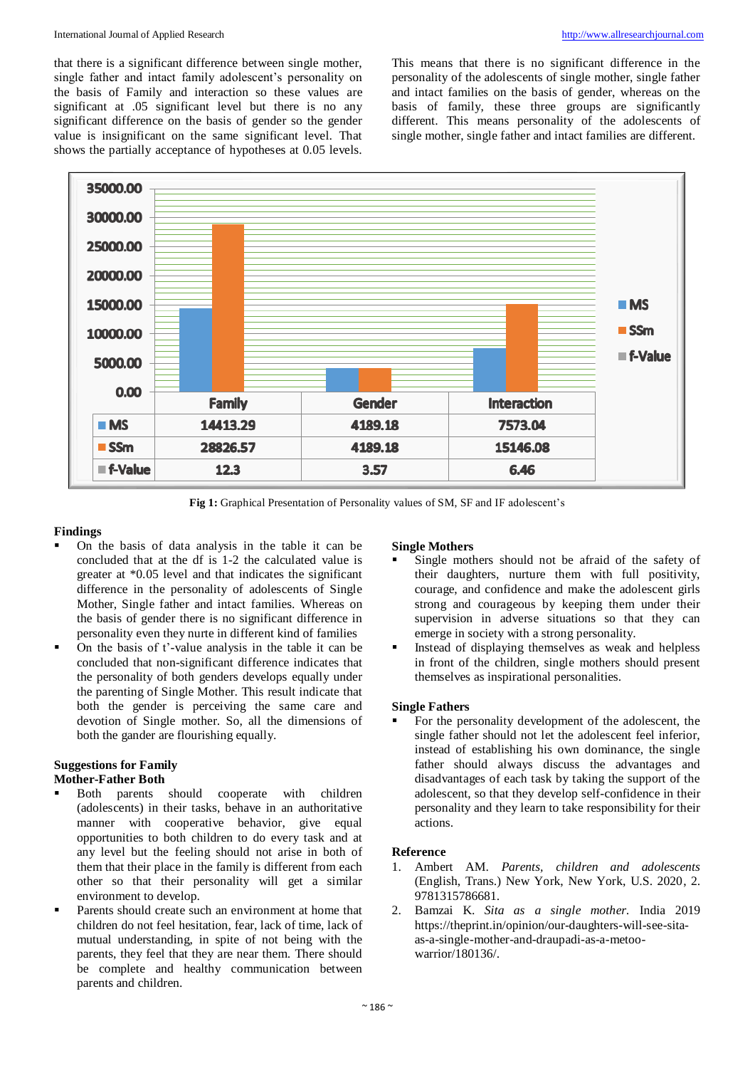that there is a significant difference between single mother, single father and intact family adolescent's personality on the basis of Family and interaction so these values are significant at .05 significant level but there is no any significant difference on the basis of gender so the gender value is insignificant on the same significant level. That shows the partially acceptance of hypotheses at 0.05 levels.

This means that there is no significant difference in the personality of the adolescents of single mother, single father and intact families on the basis of gender, whereas on the basis of family, these three groups are significantly different. This means personality of the adolescents of single mother, single father and intact families are different.

| | Family | Gender | Interaction |
|---|---|---|---|
| MS | 14413.29 | 4189.18 | 7573.04 |
| SSm | 28826.57 | 4189.18 | 15146.08 |
| f-Value | 12.3 | 3.57 | 6.46 |

**Fig 1:** Graphical Presentation of Personality values of SM, SF and IF adolescent's

## Findings

- On the basis of data analysis in the table it can be concluded that at the df is 1-2 the calculated value is greater at *0.05 level and that indicates the significant difference in the personality of adolescents of Single Mother, Single father and intact families. Whereas on the basis of gender there is no significant difference in personality even they nurte in different kind of families
- On the basis of t'-value analysis in the table it can be concluded that non-significant difference indicates that the personality of both genders develops equally under the parenting of Single Mother. This result indicate that both the gender is perceiving the same care and devotion of Single mother. So, all the dimensions of both the gander are flourishing equally.

## Suggestions for Family

### Mother-Father Both

- Both parents should cooperate with children (adolescents) in their tasks, behave in an authoritative manner with cooperative behavior, give equal opportunities to both children to do every task and at any level but the feeling should not arise in both of them that their place in the family is different from each other so that their personality will get a similar environment to develop.
- Parents should create such an environment at home that children do not feel hesitation, fear, lack of time, lack of mutual understanding, in spite of not being with the parents, they feel that they are near them. There should be complete and healthy communication between parents and children.

### Single Mothers

- Single mothers should not be afraid of the safety of their daughters, nurture them with full positivity, courage, and confidence and make the adolescent girls strong and courageous by keeping them under their supervision in adverse situations so that they can emerge in society with a strong personality.
- Instead of displaying themselves as weak and helpless in front of the children, single mothers should present themselves as inspirational personalities.

### Single Fathers

- For the personality development of the adolescent, the single father should not let the adolescent feel inferior, instead of establishing his own dominance, the single father should always discuss the advantages and disadvantages of each task by taking the support of the adolescent, so that they develop self-confidence in their personality and they learn to take responsibility for their actions.

## Reference

1. Ambert AM. *Parents, children and adolescents* (English, Trans.) New York, New York, U.S. 2020, 2. 9781315786681.
2. Bamzai K. *Sita as a single mother*. India 2019 https://theprint.in/opinion/our-daughters-will-see-sita-as-a-single-mother-and-draupadi-as-a-metoo-warrior/180136/.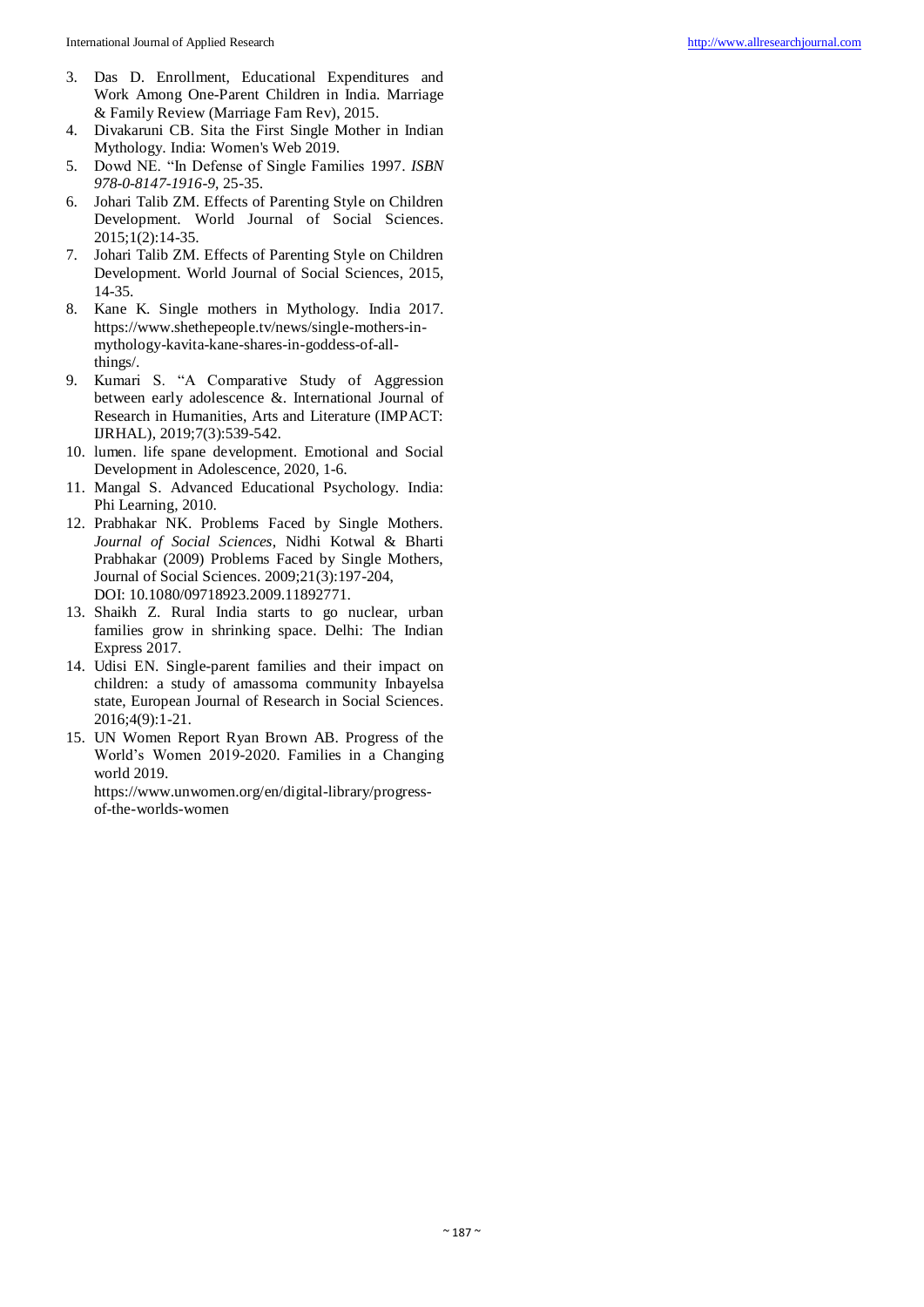3. Das D. Enrollment, Educational Expenditures and Work Among One-Parent Children in India. Marriage & Family Review (Marriage Fam Rev), 2015.
4. Divakaruni CB. Sita the First Single Mother in Indian Mythology. India: Women's Web 2019.
5. Dowd NE. "In Defense of Single Families 1997. *ISBN 978-0-8147-1916-9*, 25-35.
6. Johari Talib ZM. Effects of Parenting Style on Children Development. World Journal of Social Sciences. 2015;1(2):14-35.
7. Johari Talib ZM. Effects of Parenting Style on Children Development. World Journal of Social Sciences, 2015, 14-35.
8. Kane K. Single mothers in Mythology. India 2017. https://www.shethepeople.tv/news/single-mothers-in-mythology-kavita-kane-shares-in-goddess-of-all-things/.
9. Kumari S. "A Comparative Study of Aggression between early adolescence &. International Journal of Research in Humanities, Arts and Literature (IMPACT: IJRHAL), 2019;7(3):539-542.
10. lumen. life spane development. Emotional and Social Development in Adolescence, 2020, 1-6.
11. Mangal S. Advanced Educational Psychology. India: Phi Learning, 2010.
12. Prabhakar NK. Problems Faced by Single Mothers. *Journal of Social Sciences*, Nidhi Kotwal & Bharti Prabhakar (2009) Problems Faced by Single Mothers, Journal of Social Sciences. 2009;21(3):197-204, DOI: 10.1080/09718923.2009.11892771.
13. Shaikh Z. Rural India starts to go nuclear, urban families grow in shrinking space. Delhi: The Indian Express 2017.
14. Udisi EN. Single-parent families and their impact on children: a study of amassoma community Inbayelsa state, European Journal of Research in Social Sciences. 2016;4(9):1-21.
15. UN Women Report Ryan Brown AB. Progress of the World's Women 2019-2020. Families in a Changing world 2019. https://www.unwomen.org/en/digital-library/progress-of-the-worlds-women